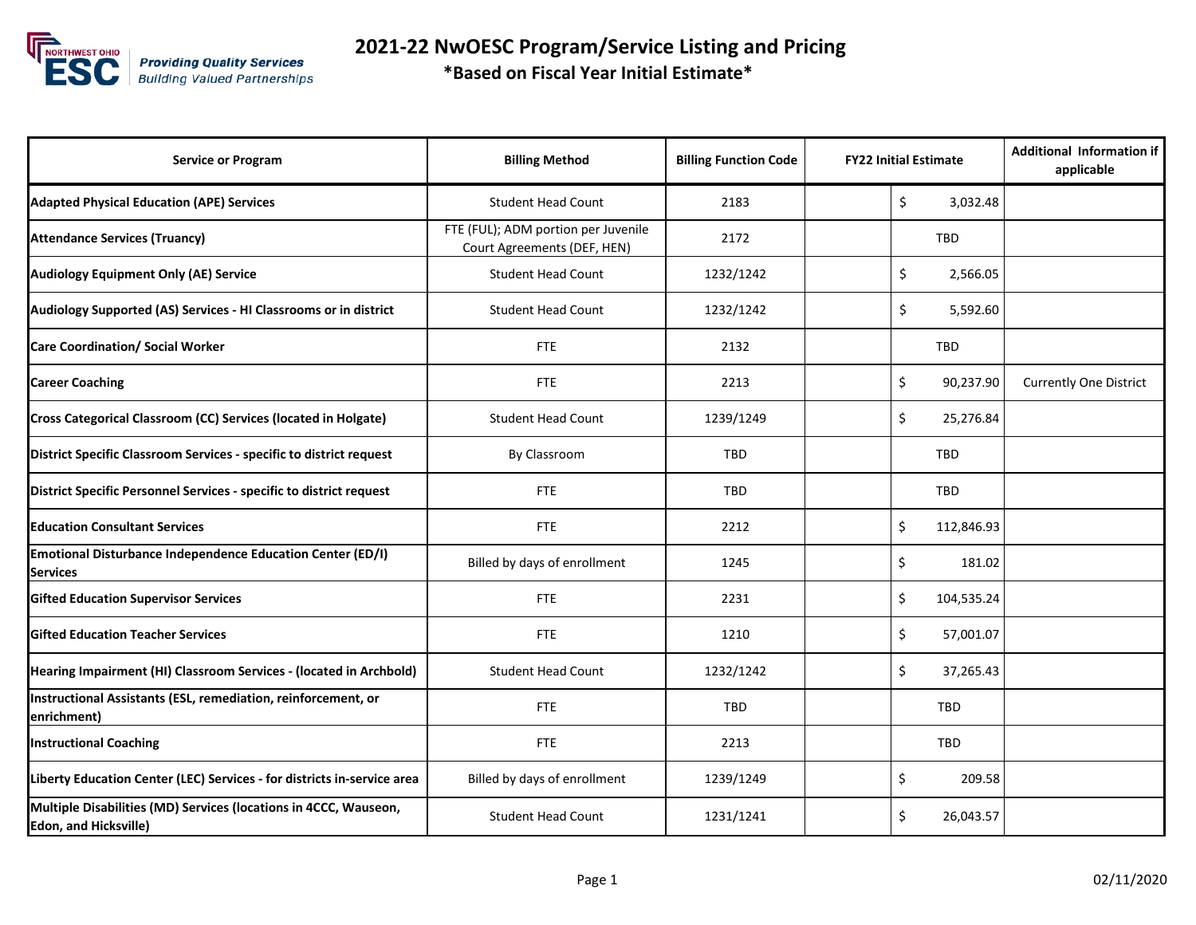# 2021-22 NwOESC Program/Service Listing and Pricing

**\*Based on Fiscal Year Initial Estimate\***

| Service or Program | Billing Method | Billing Function Code | FY22 Initial Estimate | Additional Information if applicable |
|---|---|---|---|---|
| **Adapted Physical Education (APE) Services** | Student Head Count | 2183 | $ 3,032.48 | |
| **Attendance Services (Truancy)** | FTE (FUL); ADM portion per Juvenile Court Agreements (DEF, HEN) | 2172 | TBD | |
| **Audiology Equipment Only (AE) Service** | Student Head Count | 1232/1242 | $ 2,566.05 | |
| **Audiology Supported (AS) Services - HI Classrooms or in district** | Student Head Count | 1232/1242 | $ 5,592.60 | |
| **Care Coordination/ Social Worker** | FTE | 2132 | TBD | |
| **Career Coaching** | FTE | 2213 | $ 90,237.90 | Currently One District |
| **Cross Categorical Classroom (CC) Services (located in Holgate)** | Student Head Count | 1239/1249 | $ 25,276.84 | |
| **District Specific Classroom Services - specific to district request** | By Classroom | TBD | TBD | |
| **District Specific Personnel Services - specific to district request** | FTE | TBD | TBD | |
| **Education Consultant Services** | FTE | 2212 | $ 112,846.93 | |
| **Emotional Disturbance Independence Education Center (ED/I) Services** | Billed by days of enrollment | 1245 | $ 181.02 | |
| **Gifted Education Supervisor Services** | FTE | 2231 | $ 104,535.24 | |
| **Gifted Education Teacher Services** | FTE | 1210 | $ 57,001.07 | |
| **Hearing Impairment (HI) Classroom Services - (located in Archbold)** | Student Head Count | 1232/1242 | $ 37,265.43 | |
| **Instructional Assistants (ESL, remediation, reinforcement, or enrichment)** | FTE | TBD | TBD | |
| **Instructional Coaching** | FTE | 2213 | TBD | |
| **Liberty Education Center (LEC) Services - for districts in-service area** | Billed by days of enrollment | 1239/1249 | $ 209.58 | |
| **Multiple Disabilities (MD) Services (locations in 4CCC, Wauseon, Edon, and Hicksville)** | Student Head Count | 1231/1241 | $ 26,043.57 | |

02/11/2020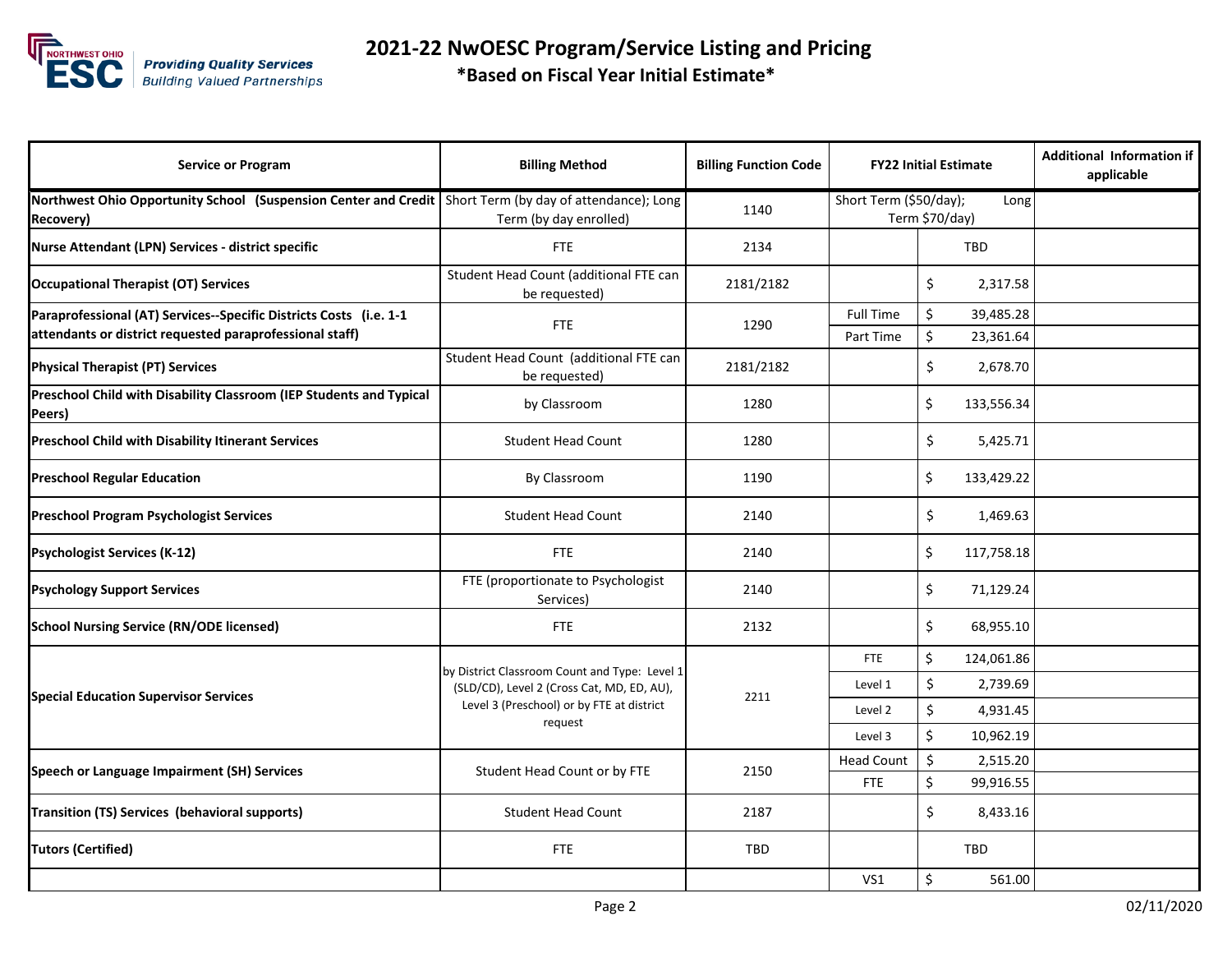# 2021-22 NwOESC Program/Service Listing and Pricing

**\*Based on Fiscal Year Initial Estimate\***

| Service or Program | Billing Method | Billing Function Code | FY22 Initial Estimate | | Additional Information if applicable |
|---|---|---|---|---|---|
| **Northwest Ohio Opportunity School (Suspension Center and Credit Recovery)** | Short Term (by day of attendance); Long Term (by day enrolled) | 1140 | Short Term ($50/day); Long Term $70/day) | | |
| **Nurse Attendant (LPN) Services - district specific** | FTE | 2134 | | TBD | |
| **Occupational Therapist (OT) Services** | Student Head Count (additional FTE can be requested) | 2181/2182 | | $ 2,317.58 | |
| **Paraprofessional (AT) Services--Specific Districts Costs (i.e. 1-1 attendants or district requested paraprofessional staff)** | FTE | 1290 | Full Time | $ 39,485.28 | |
| | | | Part Time | $ 23,361.64 | |
| **Physical Therapist (PT) Services** | Student Head Count (additional FTE can be requested) | 2181/2182 | | $ 2,678.70 | |
| **Preschool Child with Disability Classroom (IEP Students and Typical Peers)** | by Classroom | 1280 | | $ 133,556.34 | |
| **Preschool Child with Disability Itinerant Services** | Student Head Count | 1280 | | $ 5,425.71 | |
| **Preschool Regular Education** | By Classroom | 1190 | | $ 133,429.22 | |
| **Preschool Program Psychologist Services** | Student Head Count | 2140 | | $ 1,469.63 | |
| **Psychologist Services (K-12)** | FTE | 2140 | | $ 117,758.18 | |
| **Psychology Support Services** | FTE (proportionate to Psychologist Services) | 2140 | | $ 71,129.24 | |
| **School Nursing Service (RN/ODE licensed)** | FTE | 2132 | | $ 68,955.10 | |
| **Special Education Supervisor Services** | by District Classroom Count and Type: Level 1 (SLD/CD), Level 2 (Cross Cat, MD, ED, AU), Level 3 (Preschool) or by FTE at district request | 2211 | FTE | $ 124,061.86 | |
| | | | Level 1 | $ 2,739.69 | |
| | | | Level 2 | $ 4,931.45 | |
| | | | Level 3 | $ 10,962.19 | |
| **Speech or Language Impairment (SH) Services** | Student Head Count or by FTE | 2150 | Head Count | $ 2,515.20 | |
| | | | FTE | $ 99,916.55 | |
| **Transition (TS) Services (behavioral supports)** | Student Head Count | 2187 | | $ 8,433.16 | |
| **Tutors (Certified)** | FTE | TBD | | TBD | |
| | | | VS1 | $ 561.00 | |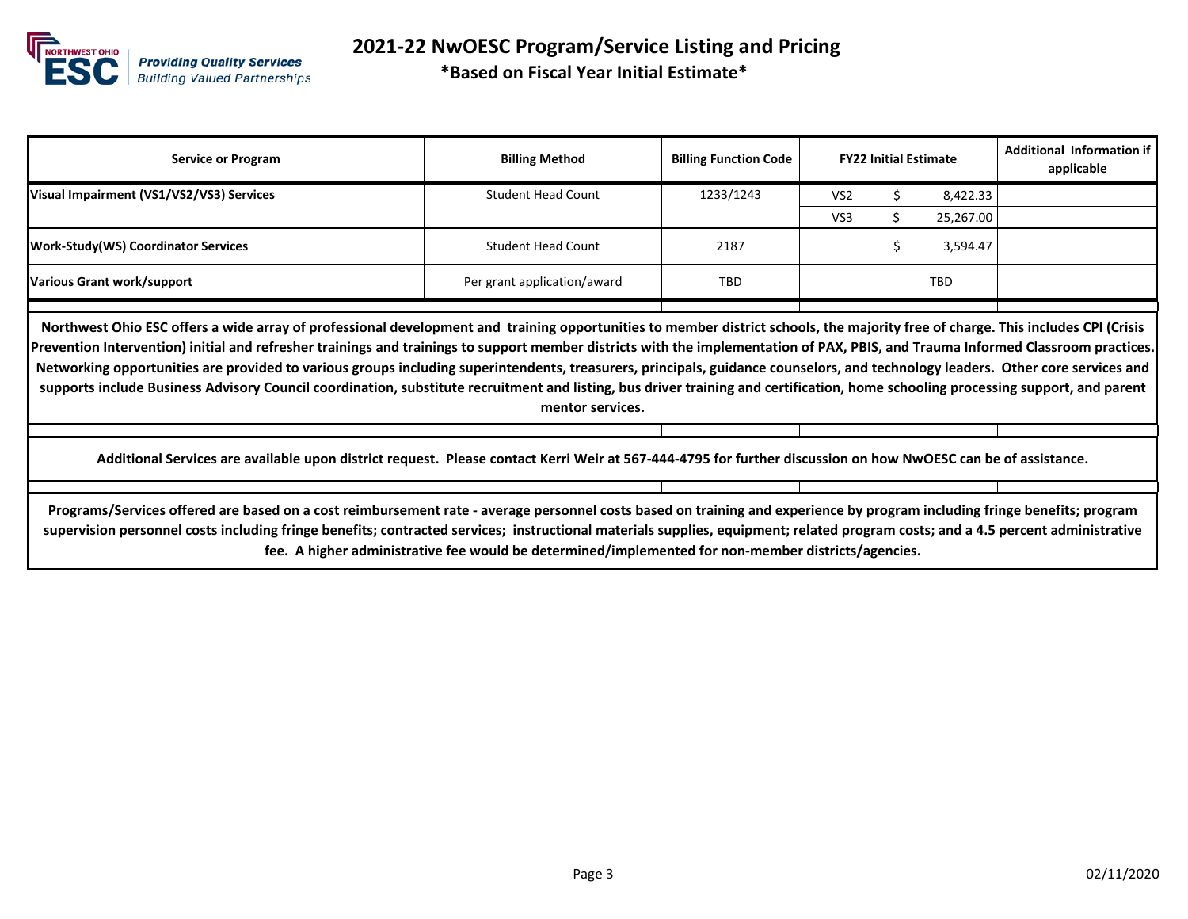# 2021-22 NwOESC Program/Service Listing and Pricing

**\*Based on Fiscal Year Initial Estimate\***

| Service or Program | Billing Method | Billing Function Code | FY22 Initial Estimate | | Additional Information if applicable |
|---|---|---|---|---|---|
| **Visual Impairment (VS1/VS2/VS3) Services** | Student Head Count | 1233/1243 | VS2 | $ 8,422.33 | |
| | | | VS3 | $ 25,267.00 | |
| **Work-Study(WS) Coordinator Services** | Student Head Count | 2187 | | $ 3,594.47 | |
| **Various Grant work/support** | Per grant application/award | TBD | | TBD | |

**Northwest Ohio ESC offers a wide array of professional development and training opportunities to member district schools, the majority free of charge. This includes CPI (Crisis Prevention Intervention) initial and refresher trainings and trainings to support member districts with the implementation of PAX, PBIS, and Trauma Informed Classroom practices. Networking opportunities are provided to various groups including superintendents, treasurers, principals, guidance counselors, and technology leaders. Other core services and supports include Business Advisory Council coordination, substitute recruitment and listing, bus driver training and certification, home schooling processing support, and parent mentor services.**

**Additional Services are available upon district request. Please contact Kerri Weir at 567-444-4795 for further discussion on how NwOESC can be of assistance.**

**Programs/Services offered are based on a cost reimbursement rate - average personnel costs based on training and experience by program including fringe benefits; program supervision personnel costs including fringe benefits; contracted services; instructional materials supplies, equipment; related program costs; and a 4.5 percent administrative fee. A higher administrative fee would be determined/implemented for non-member districts/agencies.**

02/11/2020